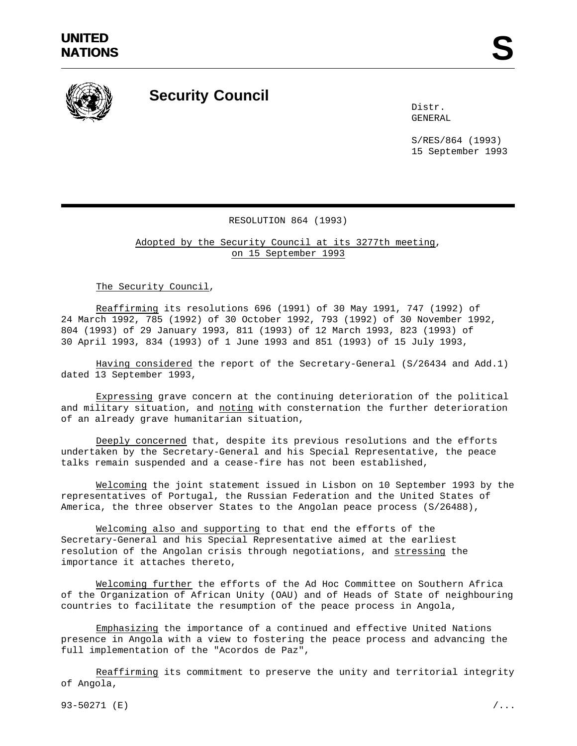UNITED NATIONS

# Security Council

Distr.
GENERAL

S/RES/864 (1993)
15 September 1993

## RESOLUTION 864 (1993)

Adopted by the Security Council at its 3277th meeting, on 15 September 1993

The Security Council,

Reaffirming its resolutions 696 (1991) of 30 May 1991, 747 (1992) of 24 March 1992, 785 (1992) of 30 October 1992, 793 (1992) of 30 November 1992, 804 (1993) of 29 January 1993, 811 (1993) of 12 March 1993, 823 (1993) of 30 April 1993, 834 (1993) of 1 June 1993 and 851 (1993) of 15 July 1993,

Having considered the report of the Secretary-General (S/26434 and Add.1) dated 13 September 1993,

Expressing grave concern at the continuing deterioration of the political and military situation, and noting with consternation the further deterioration of an already grave humanitarian situation,

Deeply concerned that, despite its previous resolutions and the efforts undertaken by the Secretary-General and his Special Representative, the peace talks remain suspended and a cease-fire has not been established,

Welcoming the joint statement issued in Lisbon on 10 September 1993 by the representatives of Portugal, the Russian Federation and the United States of America, the three observer States to the Angolan peace process (S/26488),

Welcoming also and supporting to that end the efforts of the Secretary-General and his Special Representative aimed at the earliest resolution of the Angolan crisis through negotiations, and stressing the importance it attaches thereto,

Welcoming further the efforts of the Ad Hoc Committee on Southern Africa of the Organization of African Unity (OAU) and of Heads of State of neighbouring countries to facilitate the resumption of the peace process in Angola,

Emphasizing the importance of a continued and effective United Nations presence in Angola with a view to fostering the peace process and advancing the full implementation of the "Acordos de Paz",

Reaffirming its commitment to preserve the unity and territorial integrity of Angola,

93-50271 (E)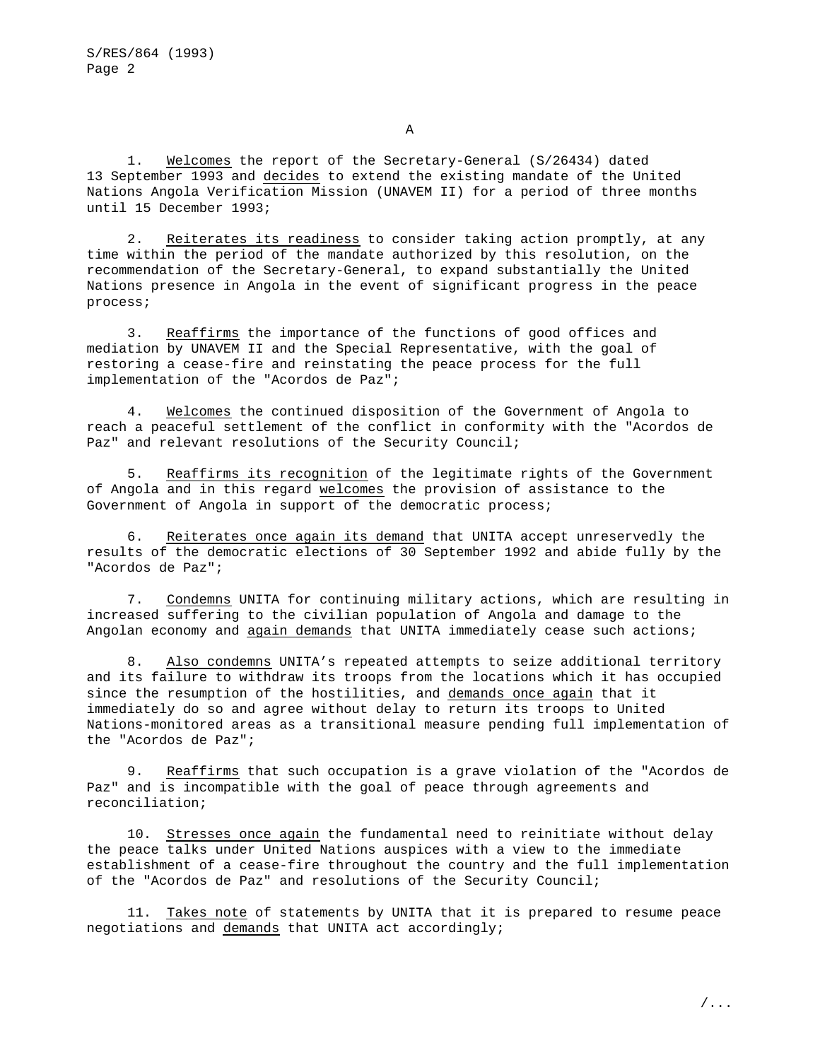A

1. Welcomes the report of the Secretary-General (S/26434) dated 13 September 1993 and decides to extend the existing mandate of the United Nations Angola Verification Mission (UNAVEM II) for a period of three months until 15 December 1993;

2. Reiterates its readiness to consider taking action promptly, at any time within the period of the mandate authorized by this resolution, on the recommendation of the Secretary-General, to expand substantially the United Nations presence in Angola in the event of significant progress in the peace process;

3. Reaffirms the importance of the functions of good offices and mediation by UNAVEM II and the Special Representative, with the goal of restoring a cease-fire and reinstating the peace process for the full implementation of the "Acordos de Paz";

4. Welcomes the continued disposition of the Government of Angola to reach a peaceful settlement of the conflict in conformity with the "Acordos de Paz" and relevant resolutions of the Security Council;

5. Reaffirms its recognition of the legitimate rights of the Government of Angola and in this regard welcomes the provision of assistance to the Government of Angola in support of the democratic process;

6. Reiterates once again its demand that UNITA accept unreservedly the results of the democratic elections of 30 September 1992 and abide fully by the "Acordos de Paz";

7. Condemns UNITA for continuing military actions, which are resulting in increased suffering to the civilian population of Angola and damage to the Angolan economy and again demands that UNITA immediately cease such actions;

8. Also condemns UNITA's repeated attempts to seize additional territory and its failure to withdraw its troops from the locations which it has occupied since the resumption of the hostilities, and demands once again that it immediately do so and agree without delay to return its troops to United Nations-monitored areas as a transitional measure pending full implementation of the "Acordos de Paz";

9. Reaffirms that such occupation is a grave violation of the "Acordos de Paz" and is incompatible with the goal of peace through agreements and reconciliation;

10. Stresses once again the fundamental need to reinitiate without delay the peace talks under United Nations auspices with a view to the immediate establishment of a cease-fire throughout the country and the full implementation of the "Acordos de Paz" and resolutions of the Security Council;

11. Takes note of statements by UNITA that it is prepared to resume peace negotiations and demands that UNITA act accordingly;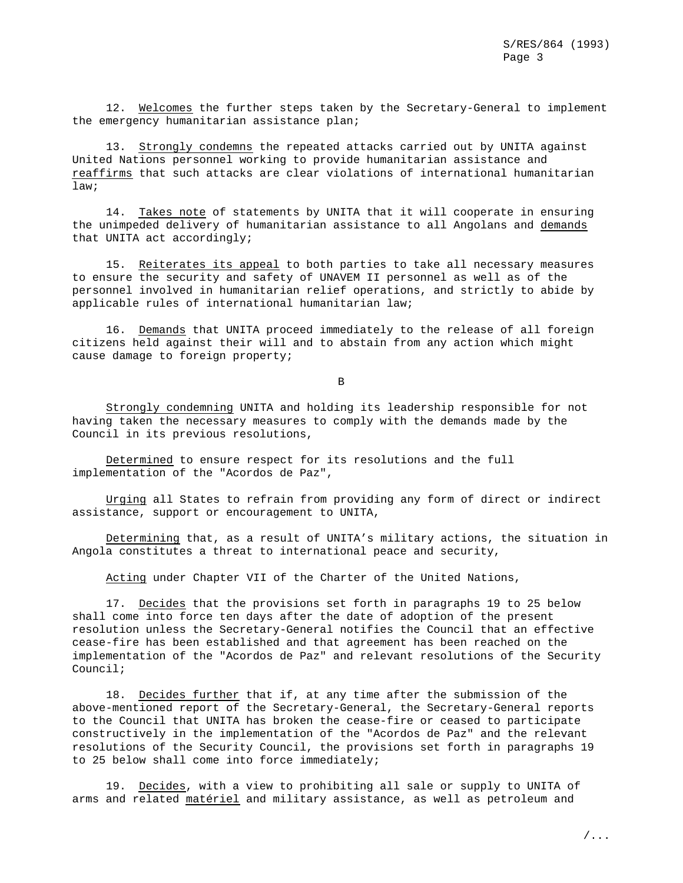12. _Welcomes_ the further steps taken by the Secretary-General to implement the emergency humanitarian assistance plan;

13. _Strongly condemns_ the repeated attacks carried out by UNITA against United Nations personnel working to provide humanitarian assistance and _reaffirms_ that such attacks are clear violations of international humanitarian law;

14. _Takes note_ of statements by UNITA that it will cooperate in ensuring the unimpeded delivery of humanitarian assistance to all Angolans and _demands_ that UNITA act accordingly;

15. _Reiterates its appeal_ to both parties to take all necessary measures to ensure the security and safety of UNAVEM II personnel as well as of the personnel involved in humanitarian relief operations, and strictly to abide by applicable rules of international humanitarian law;

16. _Demands_ that UNITA proceed immediately to the release of all foreign citizens held against their will and to abstain from any action which might cause damage to foreign property;

B

_Strongly condemning_ UNITA and holding its leadership responsible for not having taken the necessary measures to comply with the demands made by the Council in its previous resolutions,

_Determined_ to ensure respect for its resolutions and the full implementation of the "Acordos de Paz",

_Urging_ all States to refrain from providing any form of direct or indirect assistance, support or encouragement to UNITA,

_Determining_ that, as a result of UNITA's military actions, the situation in Angola constitutes a threat to international peace and security,

_Acting_ under Chapter VII of the Charter of the United Nations,

17. _Decides_ that the provisions set forth in paragraphs 19 to 25 below shall come into force ten days after the date of adoption of the present resolution unless the Secretary-General notifies the Council that an effective cease-fire has been established and that agreement has been reached on the implementation of the "Acordos de Paz" and relevant resolutions of the Security Council;

18. _Decides further_ that if, at any time after the submission of the above-mentioned report of the Secretary-General, the Secretary-General reports to the Council that UNITA has broken the cease-fire or ceased to participate constructively in the implementation of the "Acordos de Paz" and the relevant resolutions of the Security Council, the provisions set forth in paragraphs 19 to 25 below shall come into force immediately;

19. _Decides_, with a view to prohibiting all sale or supply to UNITA of arms and related _matériel_ and military assistance, as well as petroleum and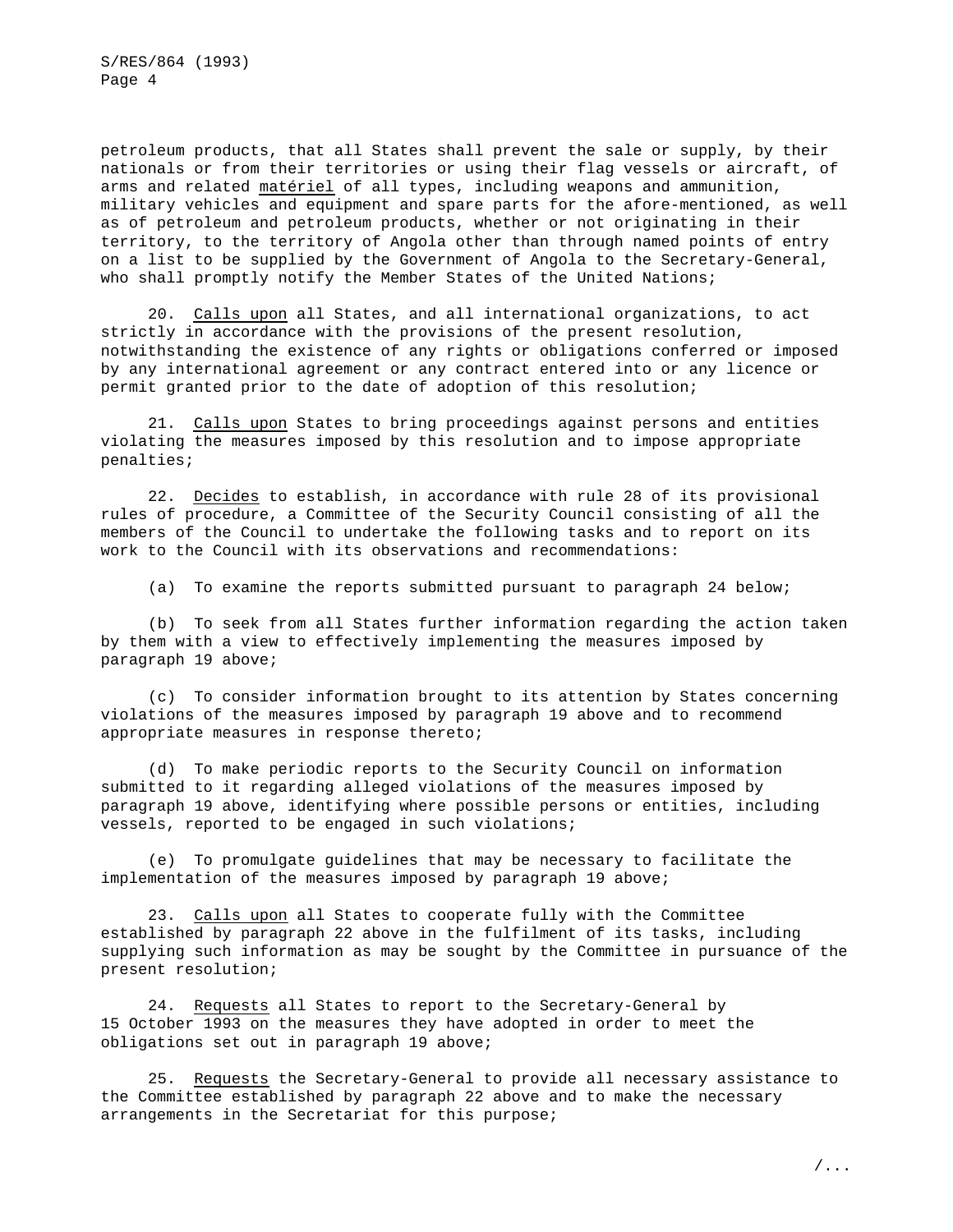petroleum products, that all States shall prevent the sale or supply, by their nationals or from their territories or using their flag vessels or aircraft, of arms and related *matériel* of all types, including weapons and ammunition, military vehicles and equipment and spare parts for the afore-mentioned, as well as of petroleum and petroleum products, whether or not originating in their territory, to the territory of Angola other than through named points of entry on a list to be supplied by the Government of Angola to the Secretary-General, who shall promptly notify the Member States of the United Nations;

20. *Calls upon* all States, and all international organizations, to act strictly in accordance with the provisions of the present resolution, notwithstanding the existence of any rights or obligations conferred or imposed by any international agreement or any contract entered into or any licence or permit granted prior to the date of adoption of this resolution;

21. *Calls upon* States to bring proceedings against persons and entities violating the measures imposed by this resolution and to impose appropriate penalties;

22. *Decides* to establish, in accordance with rule 28 of its provisional rules of procedure, a Committee of the Security Council consisting of all the members of the Council to undertake the following tasks and to report on its work to the Council with its observations and recommendations:

(a) To examine the reports submitted pursuant to paragraph 24 below;

(b) To seek from all States further information regarding the action taken by them with a view to effectively implementing the measures imposed by paragraph 19 above;

(c) To consider information brought to its attention by States concerning violations of the measures imposed by paragraph 19 above and to recommend appropriate measures in response thereto;

(d) To make periodic reports to the Security Council on information submitted to it regarding alleged violations of the measures imposed by paragraph 19 above, identifying where possible persons or entities, including vessels, reported to be engaged in such violations;

(e) To promulgate guidelines that may be necessary to facilitate the implementation of the measures imposed by paragraph 19 above;

23. *Calls upon* all States to cooperate fully with the Committee established by paragraph 22 above in the fulfilment of its tasks, including supplying such information as may be sought by the Committee in pursuance of the present resolution;

24. *Requests* all States to report to the Secretary-General by 15 October 1993 on the measures they have adopted in order to meet the obligations set out in paragraph 19 above;

25. *Requests* the Secretary-General to provide all necessary assistance to the Committee established by paragraph 22 above and to make the necessary arrangements in the Secretariat for this purpose;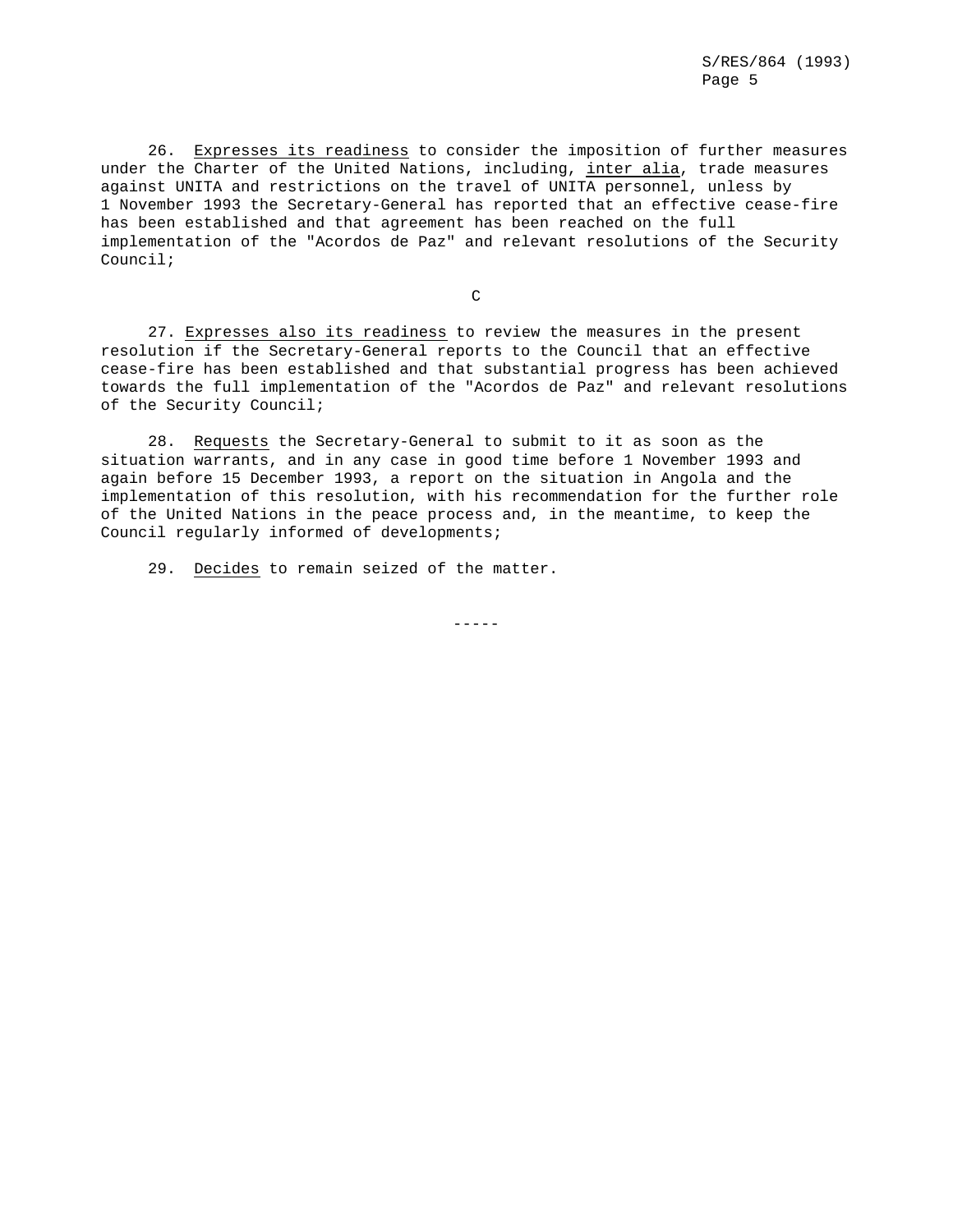26. Expresses its readiness to consider the imposition of further measures under the Charter of the United Nations, including, inter alia, trade measures against UNITA and restrictions on the travel of UNITA personnel, unless by 1 November 1993 the Secretary-General has reported that an effective cease-fire has been established and that agreement has been reached on the full implementation of the "Acordos de Paz" and relevant resolutions of the Security Council;

C

27. Expresses also its readiness to review the measures in the present resolution if the Secretary-General reports to the Council that an effective cease-fire has been established and that substantial progress has been achieved towards the full implementation of the "Acordos de Paz" and relevant resolutions of the Security Council;

28. Requests the Secretary-General to submit to it as soon as the situation warrants, and in any case in good time before 1 November 1993 and again before 15 December 1993, a report on the situation in Angola and the implementation of this resolution, with his recommendation for the further role of the United Nations in the peace process and, in the meantime, to keep the Council regularly informed of developments;

29. Decides to remain seized of the matter.

-----